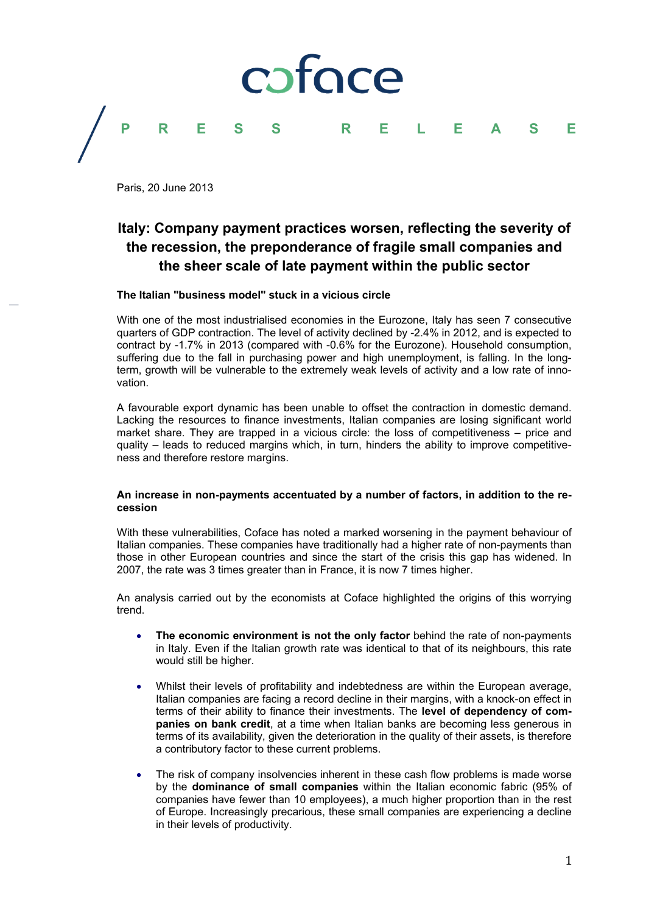coface

PRESS RELEASE

Paris, 20 June 2013

# Italy: Company payment practices worsen, reflecting the severity of the recession, the preponderance of fragile small companies and the sheer scale of late payment within the public sector

**The Italian "business model" stuck in a vicious circle**

With one of the most industrialised economies in the Eurozone, Italy has seen 7 consecutive quarters of GDP contraction. The level of activity declined by -2.4% in 2012, and is expected to contract by -1.7% in 2013 (compared with -0.6% for the Eurozone). Household consumption, suffering due to the fall in purchasing power and high unemployment, is falling. In the long-term, growth will be vulnerable to the extremely weak levels of activity and a low rate of innovation.

A favourable export dynamic has been unable to offset the contraction in domestic demand. Lacking the resources to finance investments, Italian companies are losing significant world market share. They are trapped in a vicious circle: the loss of competitiveness – price and quality – leads to reduced margins which, in turn, hinders the ability to improve competitiveness and therefore restore margins.

**An increase in non-payments accentuated by a number of factors, in addition to the recession**

With these vulnerabilities, Coface has noted a marked worsening in the payment behaviour of Italian companies. These companies have traditionally had a higher rate of non-payments than those in other European countries and since the start of the crisis this gap has widened. In 2007, the rate was 3 times greater than in France, it is now 7 times higher.

An analysis carried out by the economists at Coface highlighted the origins of this worrying trend.

- **The economic environment is not the only factor** behind the rate of non-payments in Italy. Even if the Italian growth rate was identical to that of its neighbours, this rate would still be higher.

- Whilst their levels of profitability and indebtedness are within the European average, Italian companies are facing a record decline in their margins, with a knock-on effect in terms of their ability to finance their investments. The **level of dependency of companies on bank credit**, at a time when Italian banks are becoming less generous in terms of its availability, given the deterioration in the quality of their assets, is therefore a contributory factor to these current problems.

- The risk of company insolvencies inherent in these cash flow problems is made worse by the **dominance of small companies** within the Italian economic fabric (95% of companies have fewer than 10 employees), a much higher proportion than in the rest of Europe. Increasingly precarious, these small companies are experiencing a decline in their levels of productivity.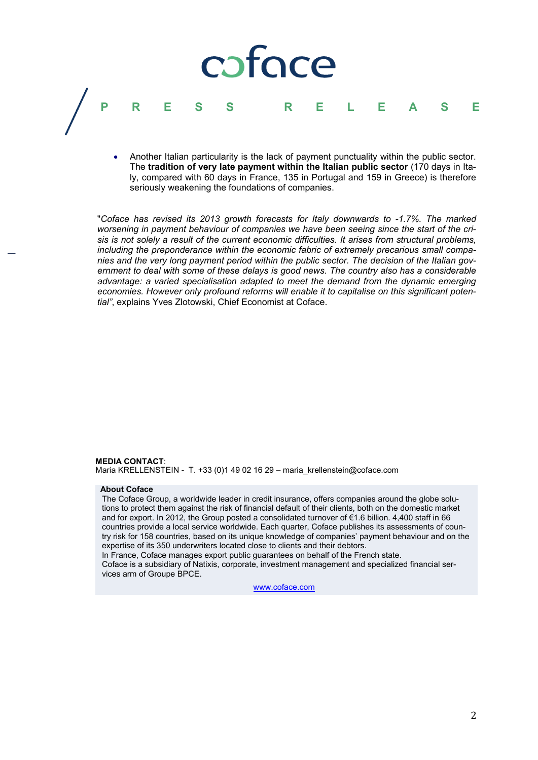- Another Italian particularity is the lack of payment punctuality within the public sector. The **tradition of very late payment within the Italian public sector** (170 days in Italy, compared with 60 days in France, 135 in Portugal and 159 in Greece) is therefore seriously weakening the foundations of companies.

"*Coface has revised its 2013 growth forecasts for Italy downwards to -1.7%. The marked worsening in payment behaviour of companies we have been seeing since the start of the crisis is not solely a result of the current economic difficulties. It arises from structural problems, including the preponderance within the economic fabric of extremely precarious small companies and the very long payment period within the public sector. The decision of the Italian government to deal with some of these delays is good news. The country also has a considerable advantage: a varied specialisation adapted to meet the demand from the dynamic emerging economies. However only profound reforms will enable it to capitalise on this significant potential"*, explains Yves Zlotowski, Chief Economist at Coface.

**MEDIA CONTACT**:
Maria KRELLENSTEIN - T. +33 (0)1 49 02 16 29 – maria_krellenstein@coface.com

**About Coface**

The Coface Group, a worldwide leader in credit insurance, offers companies around the globe solutions to protect them against the risk of financial default of their clients, both on the domestic market and for export. In 2012, the Group posted a consolidated turnover of €1.6 billion. 4,400 staff in 66 countries provide a local service worldwide. Each quarter, Coface publishes its assessments of country risk for 158 countries, based on its unique knowledge of companies' payment behaviour and on the expertise of its 350 underwriters located close to clients and their debtors.
In France, Coface manages export public guarantees on behalf of the French state.
Coface is a subsidiary of Natixis, corporate, investment management and specialized financial services arm of Groupe BPCE.

www.coface.com